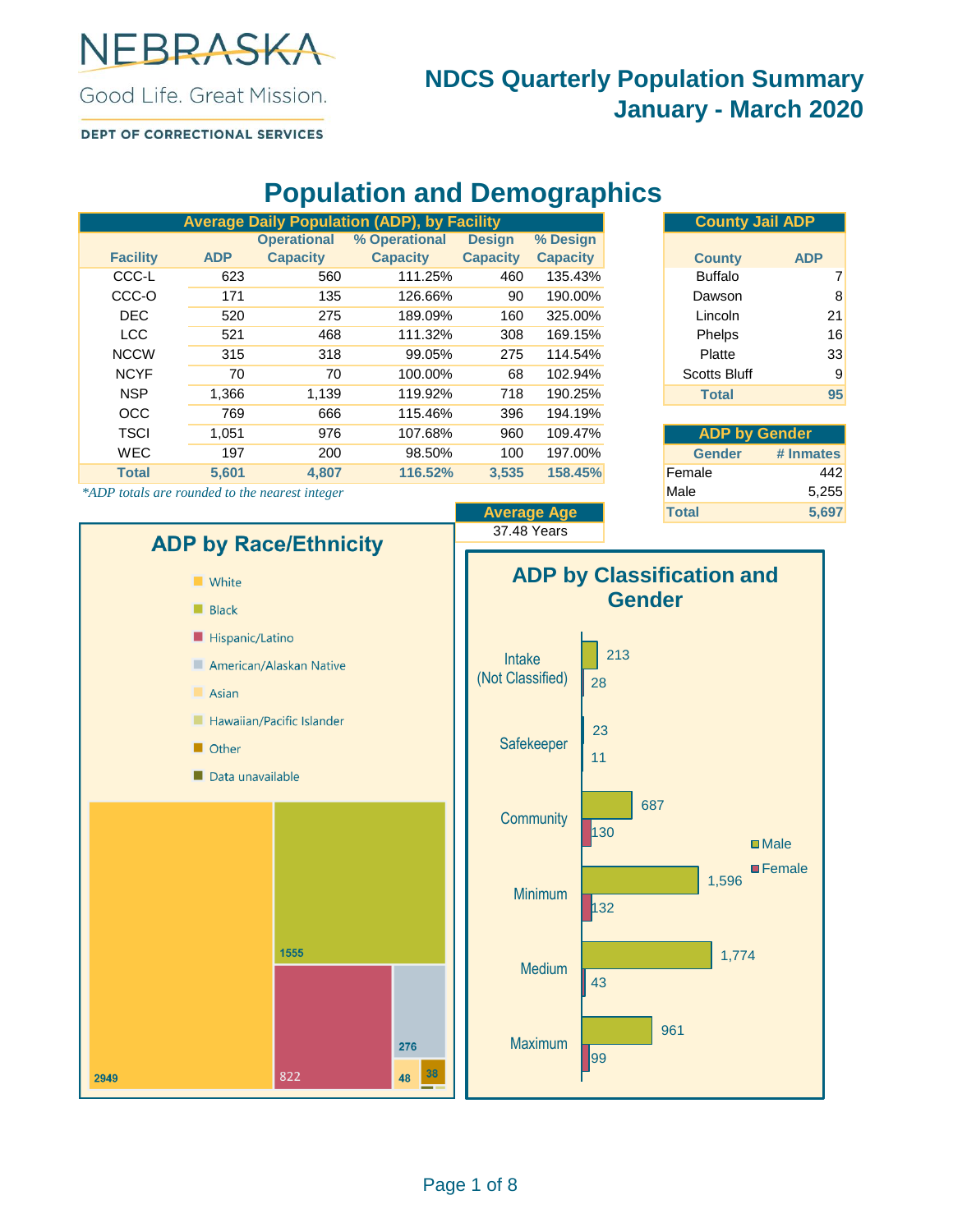NEBRASKA

Good Life. Great Mission.

DEPT OF CORRECTIONAL SERVICES

# NDCS Quarterly Population Summary January - March 2020

## Population and Demographics

| Average Daily Population (ADP), by Facility | | | | | |
|---|---|---|---|---|---|
| Facility | ADP | Operational Capacity | % Operational Capacity | Design Capacity | % Design Capacity |
| CCC-L | 623 | 560 | 111.25% | 460 | 135.43% |
| CCC-O | 171 | 135 | 126.66% | 90 | 190.00% |
| DEC | 520 | 275 | 189.09% | 160 | 325.00% |
| LCC | 521 | 468 | 111.32% | 308 | 169.15% |
| NCCW | 315 | 318 | 99.05% | 275 | 114.54% |
| NCYF | 70 | 70 | 100.00% | 68 | 102.94% |
| NSP | 1,366 | 1,139 | 119.92% | 718 | 190.25% |
| OCC | 769 | 666 | 115.46% | 396 | 194.19% |
| TSCI | 1,051 | 976 | 107.68% | 960 | 109.47% |
| WEC | 197 | 200 | 98.50% | 100 | 197.00% |
| **Total** | **5,601** | **4,807** | **116.52%** | **3,535** | **158.45%** |

*\*ADP totals are rounded to the nearest integer*

| County Jail ADP | |
|---|---|
| County | ADP |
| Buffalo | 7 |
| Dawson | 8 |
| Lincoln | 21 |
| Phelps | 16 |
| Platte | 33 |
| Scotts Bluff | 9 |
| **Total** | **95** |

| ADP by Gender | |
|---|---|
| Gender | # Inmates |
| Female | 442 |
| Male | 5,255 |
| **Total** | **5,697** |

| Average Age |
|---|
| 37.48 Years |

### ADP by Race/Ethnicity

| Race/Ethnicity | ADP |
|---|---|
| White | 2949 |
| Black | 1555 |
| Hispanic/Latino | 822 |
| American/Alaskan Native | 276 |
| Asian | 48 |
| Other | 38 |
| Hawaiian/Pacific Islander | |
| Data unavailable | |

### ADP by Classification and Gender

| Classification | Male | Female |
|---|---|---|
| Intake (Not Classified) | 213 | 28 |
| Safekeeper | 23 | 11 |
| Community | 687 | 130 |
| Minimum | 1,596 | 132 |
| Medium | 1,774 | 43 |
| Maximum | 961 | 99 |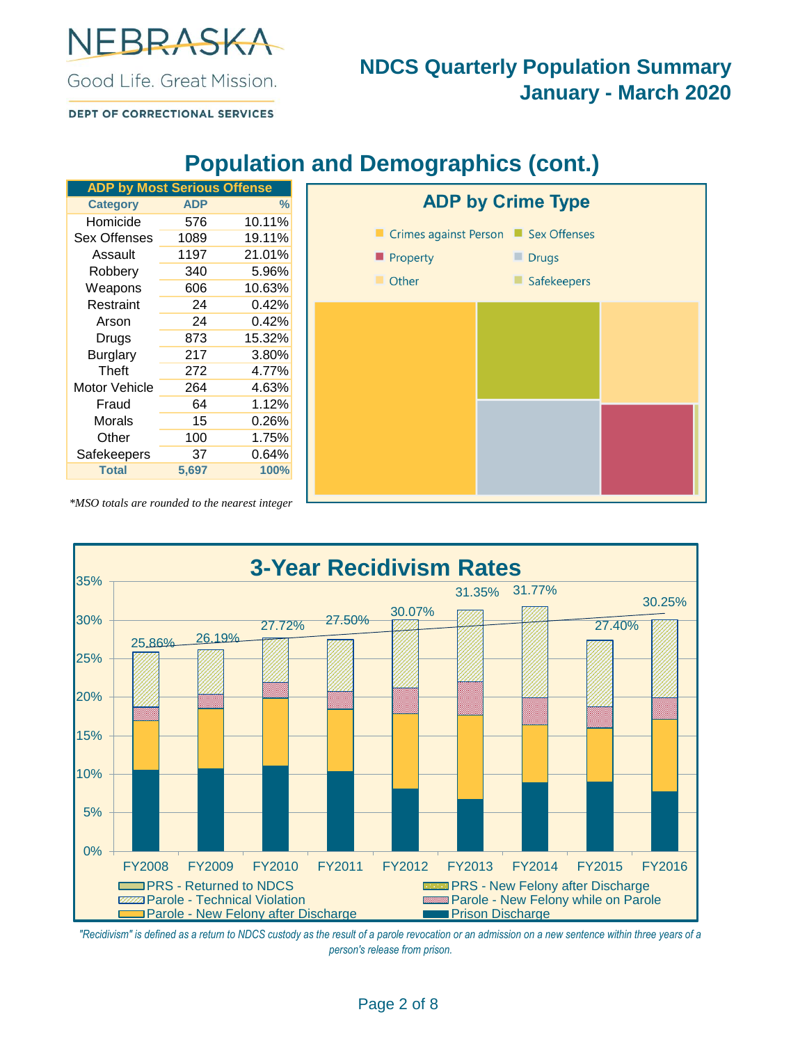# NDCS Quarterly Population Summary
## January - March 2020

## Population and Demographics (cont.)

| ADP by Most Serious Offense | | |
|---|---|---|
| **Category** | **ADP** | **%** |
| Homicide | 576 | 10.11% |
| Sex Offenses | 1089 | 19.11% |
| Assault | 1197 | 21.01% |
| Robbery | 340 | 5.96% |
| Weapons | 606 | 10.63% |
| Restraint | 24 | 0.42% |
| Arson | 24 | 0.42% |
| Drugs | 873 | 15.32% |
| Burglary | 217 | 3.80% |
| Theft | 272 | 4.77% |
| Motor Vehicle | 264 | 4.63% |
| Fraud | 64 | 1.12% |
| Morals | 15 | 0.26% |
| Other | 100 | 1.75% |
| Safekeepers | 37 | 0.64% |
| **Total** | **5,697** | **100%** |

*\*MSO totals are rounded to the nearest integer*

**ADP by Crime Type**

Legend: Crimes against Person, Sex Offenses, Property, Drugs, Other, Safekeepers

**3-Year Recidivism Rates**

| Fiscal Year | Total Recidivism Rate |
|---|---|
| FY2008 | 25.86% |
| FY2009 | 26.19% |
| FY2010 | 27.72% |
| FY2011 | 27.50% |
| FY2012 | 30.07% |
| FY2013 | 31.35% |
| FY2014 | 31.77% |
| FY2015 | 27.40% |
| FY2016 | 30.25% |

Legend: PRS - Returned to NDCS; PRS - New Felony after Discharge; Parole - Technical Violation; Parole - New Felony while on Parole; Parole - New Felony after Discharge; Prison Discharge

*"Recidivism" is defined as a return to NDCS custody as the result of a parole revocation or an admission on a new sentence within three years of a person's release from prison.*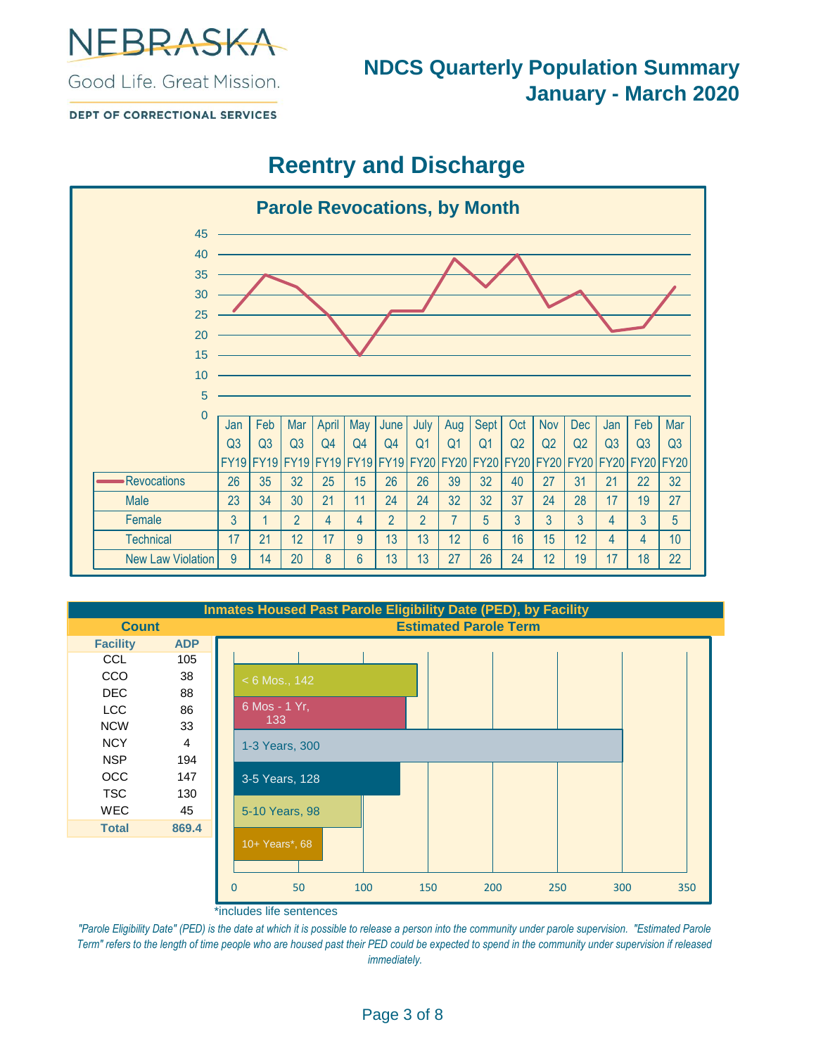NEBRASKA

Good Life. Great Mission.

DEPT OF CORRECTIONAL SERVICES

# NDCS Quarterly Population Summary
# January - March 2020

## Reentry and Discharge

### Parole Revocations, by Month

| | Jan Q3 FY19 | Feb Q3 FY19 | Mar Q3 FY19 | April Q4 FY19 | May Q4 FY19 | June Q4 FY19 | July Q1 FY20 | Aug Q1 FY20 | Sept Q1 FY20 | Oct Q2 FY20 | Nov Q2 FY20 | Dec Q2 FY20 | Jan Q3 FY20 | Feb Q3 FY20 | Mar Q3 FY20 |
|---|---|---|---|---|---|---|---|---|---|---|---|---|---|---|---|
| Revocations | 26 | 35 | 32 | 25 | 15 | 26 | 26 | 39 | 32 | 40 | 27 | 31 | 21 | 22 | 32 |
| Male | 23 | 34 | 30 | 21 | 11 | 24 | 24 | 32 | 32 | 37 | 24 | 28 | 17 | 19 | 27 |
| Female | 3 | 1 | 2 | 4 | 4 | 2 | 2 | 7 | 5 | 3 | 3 | 3 | 4 | 3 | 5 |
| Technical | 17 | 21 | 12 | 17 | 9 | 13 | 13 | 12 | 6 | 16 | 15 | 12 | 4 | 4 | 10 |
| New Law Violation | 9 | 14 | 20 | 8 | 6 | 13 | 13 | 27 | 26 | 24 | 12 | 19 | 17 | 18 | 22 |

### Inmates Housed Past Parole Eligibility Date (PED), by Facility

**Count**

| Facility | ADP |
|---|---|
| CCL | 105 |
| CCO | 38 |
| DEC | 88 |
| LCC | 86 |
| NCW | 33 |
| NCY | 4 |
| NSP | 194 |
| OCC | 147 |
| TSC | 130 |
| WEC | 45 |
| **Total** | **869.4** |

**Estimated Parole Term**

| Estimated Parole Term | Count |
|---|---|
| < 6 Mos. | 142 |
| 6 Mos - 1 Yr | 133 |
| 1-3 Years | 300 |
| 3-5 Years | 128 |
| 5-10 Years | 98 |
| 10+ Years* | 68 |

*includes life sentences

*"Parole Eligibility Date" (PED) is the date at which it is possible to release a person into the community under parole supervision. "Estimated Parole Term" refers to the length of time people who are housed past their PED could be expected to spend in the community under supervision if released immediately.*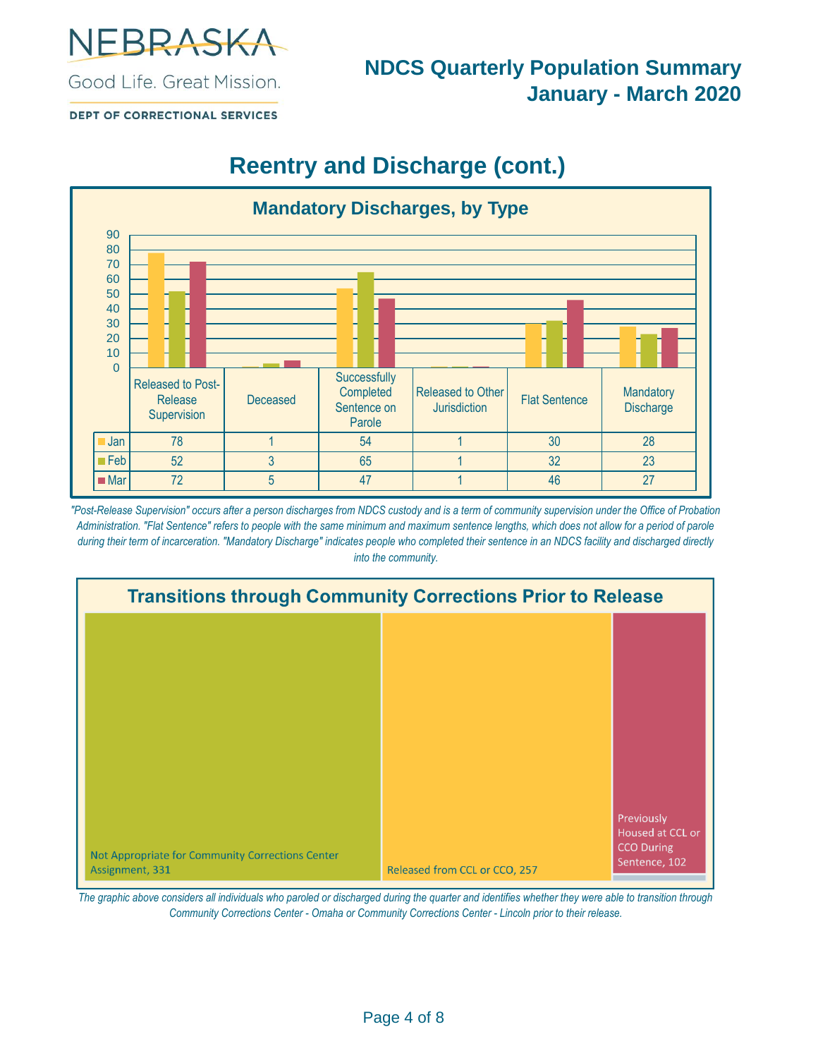## Reentry and Discharge (cont.)

### Mandatory Discharges, by Type

| | Released to Post-Release Supervision | Deceased | Successfully Completed Sentence on Parole | Released to Other Jurisdiction | Flat Sentence | Mandatory Discharge |
|---|---|---|---|---|---|---|
| Jan | 78 | 1 | 54 | 1 | 30 | 28 |
| Feb | 52 | 3 | 65 | 1 | 32 | 23 |
| Mar | 72 | 5 | 47 | 1 | 46 | 27 |

*"Post-Release Supervision" occurs after a person discharges from NDCS custody and is a term of community supervision under the Office of Probation Administration. "Flat Sentence" refers to people with the same minimum and maximum sentence lengths, which does not allow for a period of parole during their term of incarceration. "Mandatory Discharge" indicates people who completed their sentence in an NDCS facility and discharged directly into the community.*

### Transitions through Community Corrections Prior to Release

| Category | Count |
|---|---|
| Not Appropriate for Community Corrections Center Assignment | 331 |
| Released from CCL or CCO | 257 |
| Previously Housed at CCL or CCO During Sentence | 102 |

*The graphic above considers all individuals who paroled or discharged during the quarter and identifies whether they were able to transition through Community Corrections Center - Omaha or Community Corrections Center - Lincoln prior to their release.*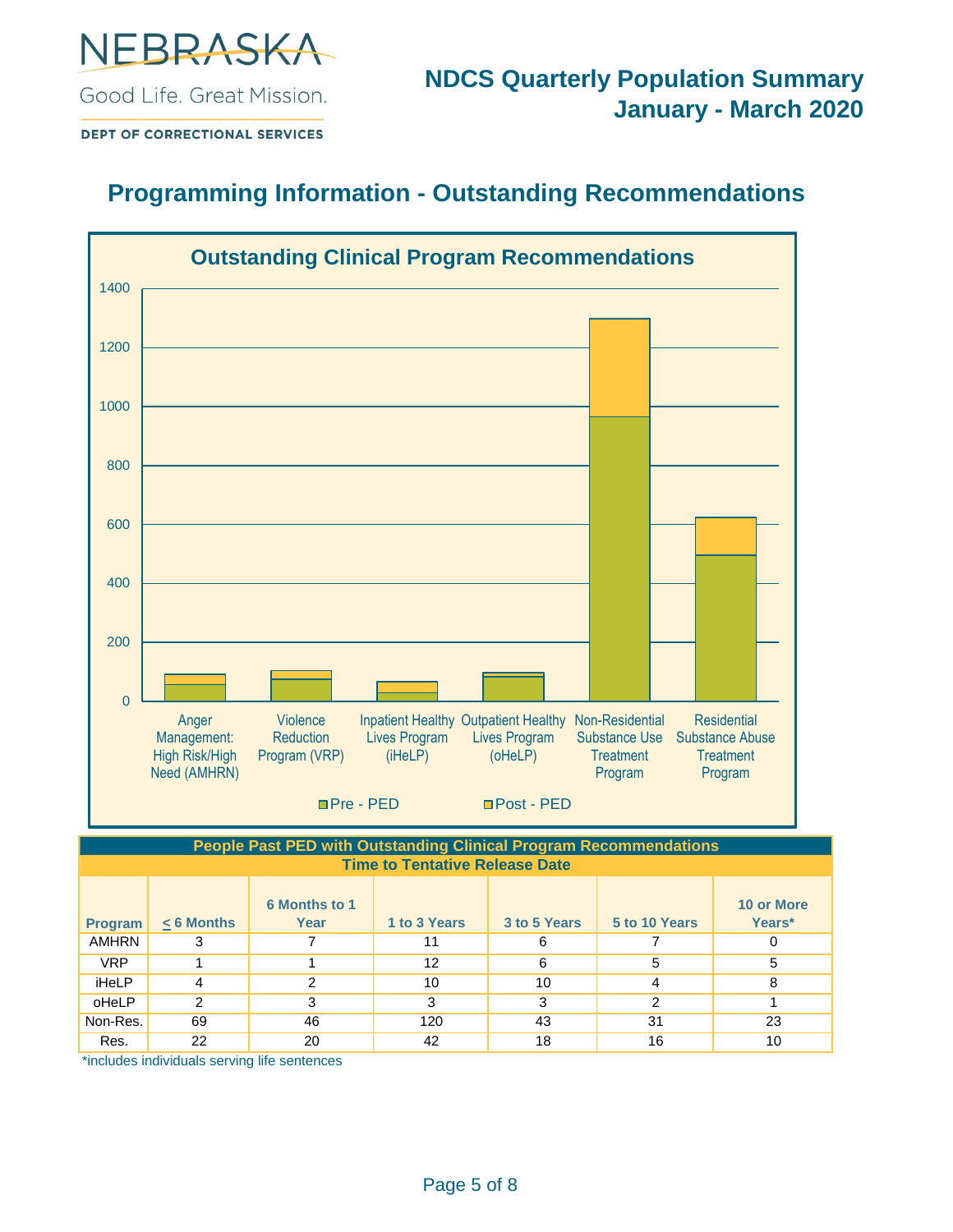NEBRASKA

Good Life. Great Mission.

DEPT OF CORRECTIONAL SERVICES

# NDCS Quarterly Population Summary
# January - March 2020

## Programming Information - Outstanding Recommendations

### Outstanding Clinical Program Recommendations

Pre - PED | Post - PED

Programs: Anger Management: High Risk/High Need (AMHRN); Violence Reduction Program (VRP); Inpatient Healthy Lives Program (iHeLP); Outpatient Healthy Lives Program (oHeLP); Non-Residential Substance Use Treatment Program; Residential Substance Abuse Treatment Program

| People Past PED with Outstanding Clinical Program Recommendations | | | | | | |
|---|---|---|---|---|---|---|
| Time to Tentative Release Date | | | | | | |
| Program | ≤ 6 Months | 6 Months to 1 Year | 1 to 3 Years | 3 to 5 Years | 5 to 10 Years | 10 or More Years* |
| AMHRN | 3 | 7 | 11 | 6 | 7 | 0 |
| VRP | 1 | 1 | 12 | 6 | 5 | 5 |
| iHeLP | 4 | 2 | 10 | 10 | 4 | 8 |
| oHeLP | 2 | 3 | 3 | 3 | 2 | 1 |
| Non-Res. | 69 | 46 | 120 | 43 | 31 | 23 |
| Res. | 22 | 20 | 42 | 18 | 16 | 10 |

*includes individuals serving life sentences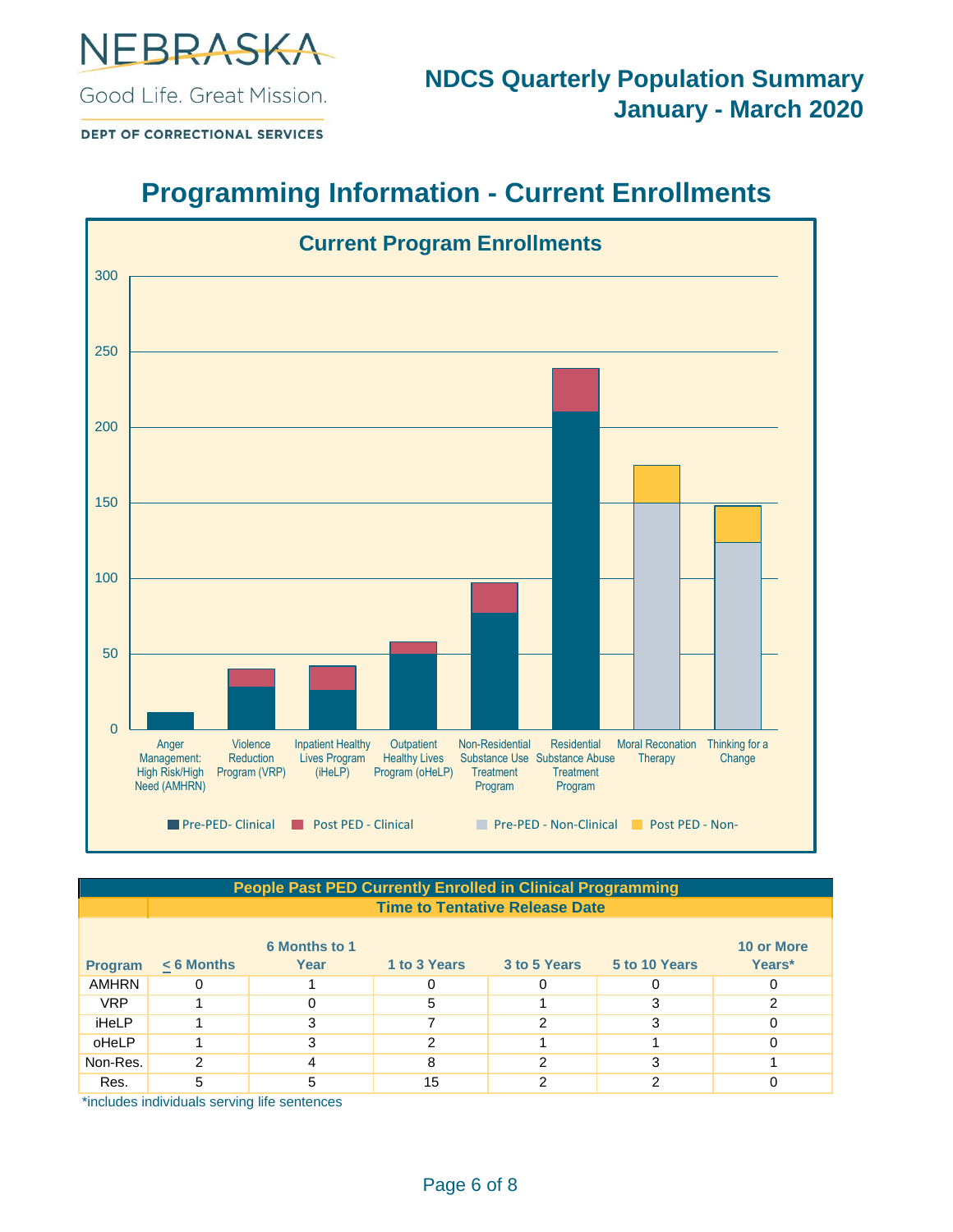# NDCS Quarterly Population Summary
## January - March 2020

# Programming Information - Current Enrollments

### Current Program Enrollments

Anger Management: High Risk/High Need (AMHRN) | Violence Reduction Program (VRP) | Inpatient Healthy Lives Program (iHeLP) | Outpatient Healthy Lives Program (oHeLP) | Non-Residential Substance Use Treatment Program | Residential Substance Abuse Treatment Program | Moral Reconation Therapy | Thinking for a Change

Pre-PED- Clinical | Post PED - Clinical | Pre-PED - Non-Clinical | Post PED - Non-

| People Past PED Currently Enrolled in Clinical Programming | | | | | | |
|---|---|---|---|---|---|---|
| | Time to Tentative Release Date | | | | | |
| Program | ≤ 6 Months | 6 Months to 1 Year | 1 to 3 Years | 3 to 5 Years | 5 to 10 Years | 10 or More Years* |
| AMHRN | 0 | 1 | 0 | 0 | 0 | 0 |
| VRP | 1 | 0 | 5 | 1 | 3 | 2 |
| iHeLP | 1 | 3 | 7 | 2 | 3 | 0 |
| oHeLP | 1 | 3 | 2 | 1 | 1 | 0 |
| Non-Res. | 2 | 4 | 8 | 2 | 3 | 1 |
| Res. | 5 | 5 | 15 | 2 | 2 | 0 |

*includes individuals serving life sentences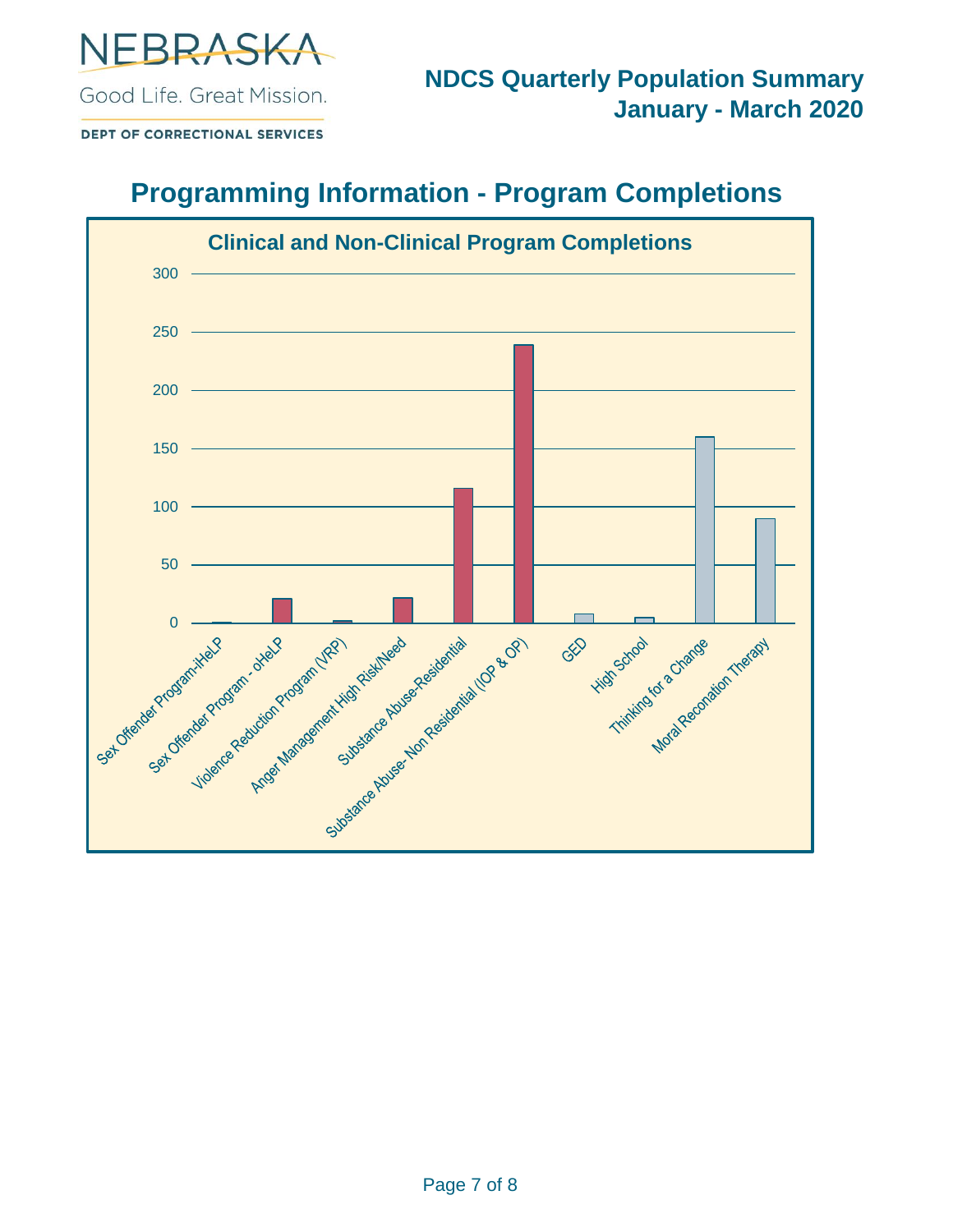NEBRASKA

Good Life. Great Mission.

DEPT OF CORRECTIONAL SERVICES

**NDCS Quarterly Population Summary**
**January - March 2020**

## Programming Information - Program Completions

### Clinical and Non-Clinical Program Completions

| Program | Completions (approx.) |
|---|---|
| Sex Offender Program-iHeLP | 0 |
| Sex Offender Program - oHeLP | 21 |
| Violence Reduction Program (VRP) | 2 |
| Anger Management High Risk/Need | 22 |
| Substance Abuse-Residential | 116 |
| Substance Abuse- Non Residential (IOP & OP) | 239 |
| GED | 8 |
| High School | 5 |
| Thinking for a Change | 160 |
| Moral Reconation Therapy | 90 |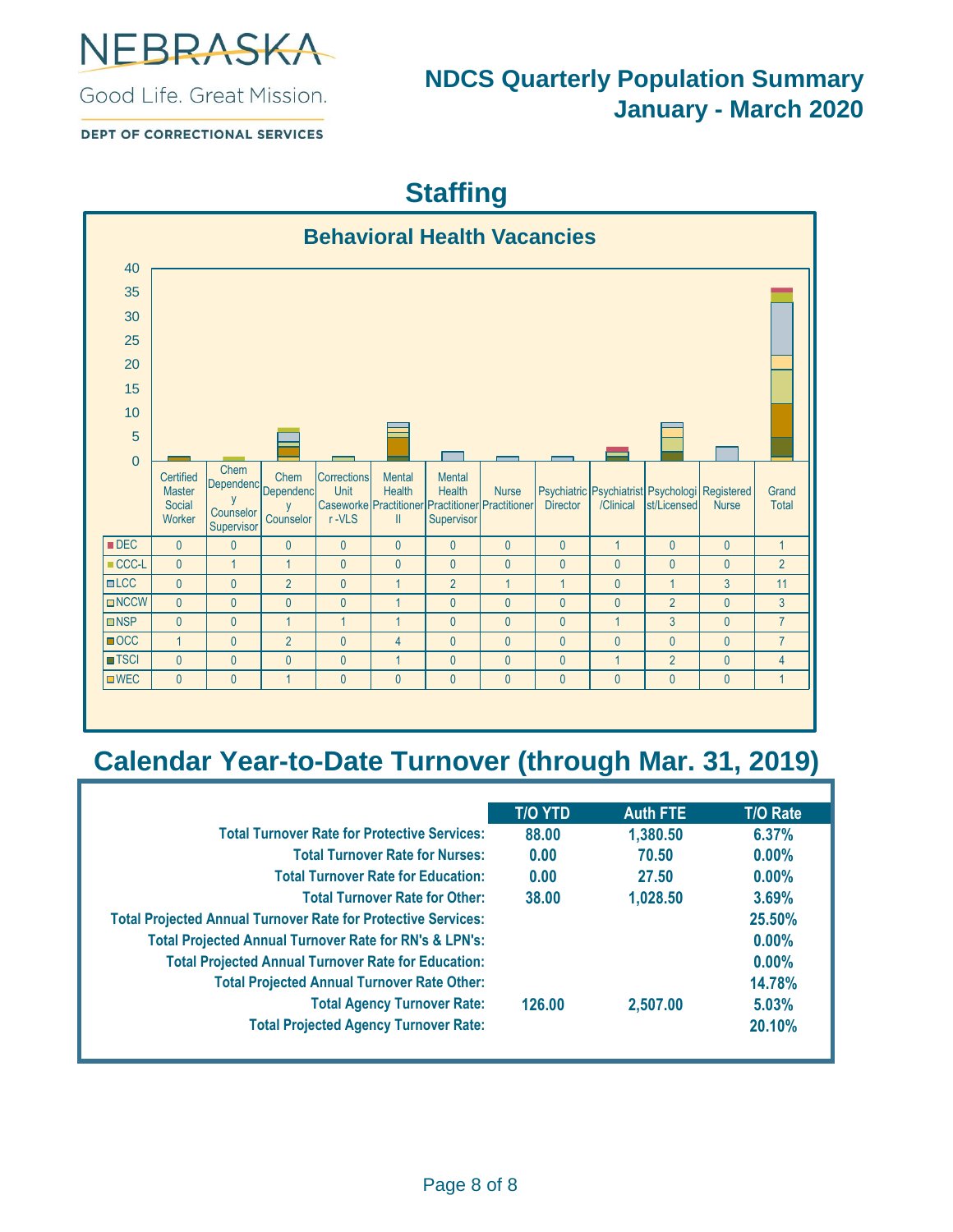NEBRASKA

Good Life. Great Mission.

DEPT OF CORRECTIONAL SERVICES

# NDCS Quarterly Population Summary
# January - March 2020

## Staffing

### Behavioral Health Vacancies

40
35
30
25
20
15
10
5
0

| | Certified Master Social Worker | Chem Dependency Counselor Supervisor | Chem Dependency Counselor | Corrections Unit Caseworker -VLS | Mental Health Practitioner II | Mental Health Practitioner Supervisor | Nurse Practitioner | Psychiatric Director | Psychiatrist/Clinical | Psychologist/Licensed | Registered Nurse | Grand Total |
|---|---|---|---|---|---|---|---|---|---|---|---|---|
| DEC | 0 | 0 | 0 | 0 | 0 | 0 | 0 | 0 | 1 | 0 | 0 | 1 |
| CCC-L | 0 | 1 | 1 | 0 | 0 | 0 | 0 | 0 | 0 | 0 | 0 | 2 |
| LCC | 0 | 0 | 2 | 0 | 1 | 2 | 1 | 1 | 0 | 1 | 3 | 11 |
| NCCW | 0 | 0 | 0 | 0 | 1 | 0 | 0 | 0 | 0 | 2 | 0 | 3 |
| NSP | 0 | 0 | 1 | 1 | 1 | 0 | 0 | 0 | 1 | 3 | 0 | 7 |
| OCC | 1 | 0 | 2 | 0 | 4 | 0 | 0 | 0 | 0 | 0 | 0 | 7 |
| TSCI | 0 | 0 | 0 | 0 | 1 | 0 | 0 | 0 | 1 | 2 | 0 | 4 |
| WEC | 0 | 0 | 1 | 0 | 0 | 0 | 0 | 0 | 0 | 0 | 0 | 1 |

## Calendar Year-to-Date Turnover (through Mar. 31, 2019)

| | T/O YTD | Auth FTE | T/O Rate |
|---|---|---|---|
| **Total Turnover Rate for Protective Services:** | 88.00 | 1,380.50 | 6.37% |
| **Total Turnover Rate for Nurses:** | 0.00 | 70.50 | 0.00% |
| **Total Turnover Rate for Education:** | 0.00 | 27.50 | 0.00% |
| **Total Turnover Rate for Other:** | 38.00 | 1,028.50 | 3.69% |
| **Total Projected Annual Turnover Rate for Protective Services:** | | | 25.50% |
| **Total Projected Annual Turnover Rate for RN's & LPN's:** | | | 0.00% |
| **Total Projected Annual Turnover Rate for Education:** | | | 0.00% |
| **Total Projected Annual Turnover Rate Other:** | | | 14.78% |
| **Total Agency Turnover Rate:** | 126.00 | 2,507.00 | 5.03% |
| **Total Projected Agency Turnover Rate:** | | | 20.10% |